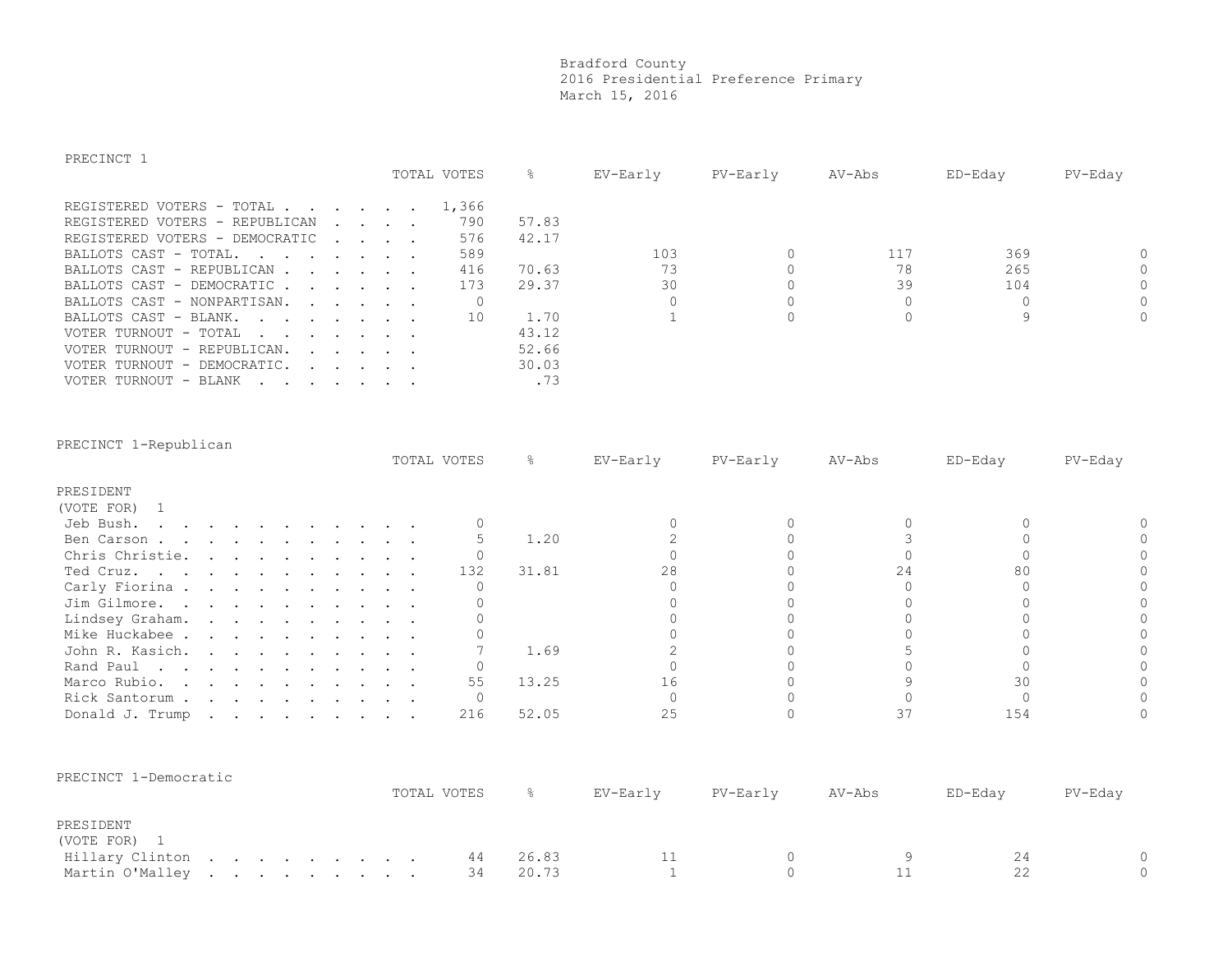# Bradford County
## 2016 Presidential Preference Primary
### March 15, 2016

## PRECINCT 1

| | TOTAL VOTES | % | EV-Early | PV-Early | AV-Abs | ED-Eday | PV-Eday |
|---|---|---|---|---|---|---|---|
| REGISTERED VOTERS - TOTAL | 1,366 | | | | | | |
| REGISTERED VOTERS - REPUBLICAN | 790 | 57.83 | | | | | |
| REGISTERED VOTERS - DEMOCRATIC | 576 | 42.17 | | | | | |
| BALLOTS CAST - TOTAL. | 589 | | 103 | 0 | 117 | 369 | 0 |
| BALLOTS CAST - REPUBLICAN | 416 | 70.63 | 73 | 0 | 78 | 265 | 0 |
| BALLOTS CAST - DEMOCRATIC | 173 | 29.37 | 30 | 0 | 39 | 104 | 0 |
| BALLOTS CAST - NONPARTISAN. | 0 | | 0 | 0 | 0 | 0 | 0 |
| BALLOTS CAST - BLANK. | 10 | 1.70 | 1 | 0 | 0 | 9 | 0 |
| VOTER TURNOUT - TOTAL | | 43.12 | | | | | |
| VOTER TURNOUT - REPUBLICAN. | | 52.66 | | | | | |
| VOTER TURNOUT - DEMOCRATIC. | | 30.03 | | | | | |
| VOTER TURNOUT - BLANK | | .73 | | | | | |

## PRECINCT 1-Republican

PRESIDENT
(VOTE FOR) 1

| | TOTAL VOTES | % | EV-Early | PV-Early | AV-Abs | ED-Eday | PV-Eday |
|---|---|---|---|---|---|---|---|
| Jeb Bush. | 0 | | 0 | 0 | 0 | 0 | 0 |
| Ben Carson | 5 | 1.20 | 2 | 0 | 3 | 0 | 0 |
| Chris Christie. | 0 | | 0 | 0 | 0 | 0 | 0 |
| Ted Cruz. | 132 | 31.81 | 28 | 0 | 24 | 80 | 0 |
| Carly Fiorina | 0 | | 0 | 0 | 0 | 0 | 0 |
| Jim Gilmore. | 0 | | 0 | 0 | 0 | 0 | 0 |
| Lindsey Graham. | 0 | | 0 | 0 | 0 | 0 | 0 |
| Mike Huckabee | 0 | | 0 | 0 | 0 | 0 | 0 |
| John R. Kasich. | 7 | 1.69 | 2 | 0 | 5 | 0 | 0 |
| Rand Paul | 0 | | 0 | 0 | 0 | 0 | 0 |
| Marco Rubio. | 55 | 13.25 | 16 | 0 | 9 | 30 | 0 |
| Rick Santorum | 0 | | 0 | 0 | 0 | 0 | 0 |
| Donald J. Trump | 216 | 52.05 | 25 | 0 | 37 | 154 | 0 |

## PRECINCT 1-Democratic

PRESIDENT
(VOTE FOR) 1

| | TOTAL VOTES | % | EV-Early | PV-Early | AV-Abs | ED-Eday | PV-Eday |
|---|---|---|---|---|---|---|---|
| Hillary Clinton | 44 | 26.83 | 11 | 0 | 9 | 24 | 0 |
| Martin O'Malley | 34 | 20.73 | 1 | 0 | 11 | 22 | 0 |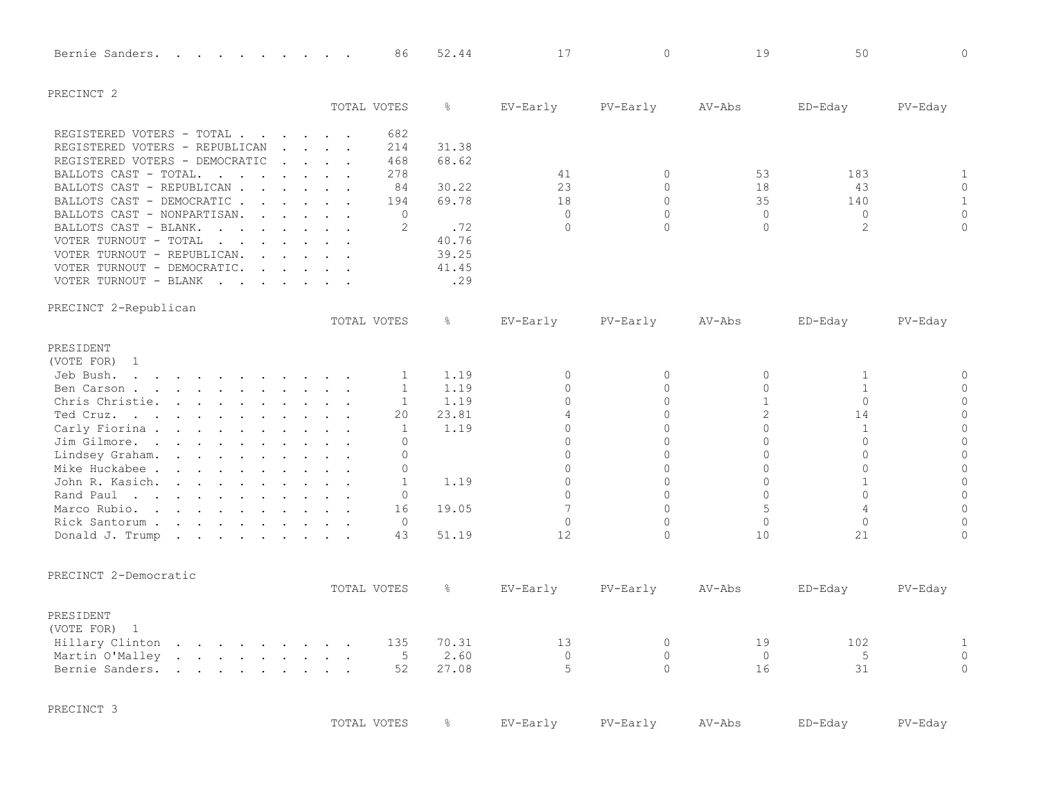| | TOTAL VOTES | % | EV-Early | PV-Early | AV-Abs | ED-Eday | PV-Eday |
|---|---|---|---|---|---|---|---|
| Bernie Sanders | 86 | 52.44 | 17 | 0 | 19 | 50 | 0 |

## PRECINCT 2

| | TOTAL VOTES | % | EV-Early | PV-Early | AV-Abs | ED-Eday | PV-Eday |
|---|---|---|---|---|---|---|---|
| REGISTERED VOTERS - TOTAL | 682 | | | | | | |
| REGISTERED VOTERS - REPUBLICAN | 214 | 31.38 | | | | | |
| REGISTERED VOTERS - DEMOCRATIC | 468 | 68.62 | | | | | |
| BALLOTS CAST - TOTAL. | 278 | | 41 | 0 | 53 | 183 | 1 |
| BALLOTS CAST - REPUBLICAN | 84 | 30.22 | 23 | 0 | 18 | 43 | 0 |
| BALLOTS CAST - DEMOCRATIC | 194 | 69.78 | 18 | 0 | 35 | 140 | 1 |
| BALLOTS CAST - NONPARTISAN. | 0 | | 0 | 0 | 0 | 0 | 0 |
| BALLOTS CAST - BLANK. | 2 | .72 | 0 | 0 | 0 | 2 | 0 |
| VOTER TURNOUT - TOTAL | | 40.76 | | | | | |
| VOTER TURNOUT - REPUBLICAN. | | 39.25 | | | | | |
| VOTER TURNOUT - DEMOCRATIC. | | 41.45 | | | | | |
| VOTER TURNOUT - BLANK | | .29 | | | | | |

## PRECINCT 2-Republican

PRESIDENT
(VOTE FOR) 1

| | TOTAL VOTES | % | EV-Early | PV-Early | AV-Abs | ED-Eday | PV-Eday |
|---|---|---|---|---|---|---|---|
| Jeb Bush. | 1 | 1.19 | 0 | 0 | 0 | 1 | 0 |
| Ben Carson | 1 | 1.19 | 0 | 0 | 0 | 1 | 0 |
| Chris Christie. | 1 | 1.19 | 0 | 0 | 1 | 0 | 0 |
| Ted Cruz. | 20 | 23.81 | 4 | 0 | 2 | 14 | 0 |
| Carly Fiorina | 1 | 1.19 | 0 | 0 | 0 | 1 | 0 |
| Jim Gilmore. | 0 | | 0 | 0 | 0 | 0 | 0 |
| Lindsey Graham. | 0 | | 0 | 0 | 0 | 0 | 0 |
| Mike Huckabee | 0 | | 0 | 0 | 0 | 0 | 0 |
| John R. Kasich. | 1 | 1.19 | 0 | 0 | 0 | 1 | 0 |
| Rand Paul | 0 | | 0 | 0 | 0 | 0 | 0 |
| Marco Rubio. | 16 | 19.05 | 7 | 0 | 5 | 4 | 0 |
| Rick Santorum | 0 | | 0 | 0 | 0 | 0 | 0 |
| Donald J. Trump | 43 | 51.19 | 12 | 0 | 10 | 21 | 0 |

## PRECINCT 2-Democratic

PRESIDENT
(VOTE FOR) 1

| | TOTAL VOTES | % | EV-Early | PV-Early | AV-Abs | ED-Eday | PV-Eday |
|---|---|---|---|---|---|---|---|
| Hillary Clinton | 135 | 70.31 | 13 | 0 | 19 | 102 | 1 |
| Martin O'Malley | 5 | 2.60 | 0 | 0 | 0 | 5 | 0 |
| Bernie Sanders. | 52 | 27.08 | 5 | 0 | 16 | 31 | 0 |

## PRECINCT 3

| | TOTAL VOTES | % | EV-Early | PV-Early | AV-Abs | ED-Eday | PV-Eday |
|---|---|---|---|---|---|---|---|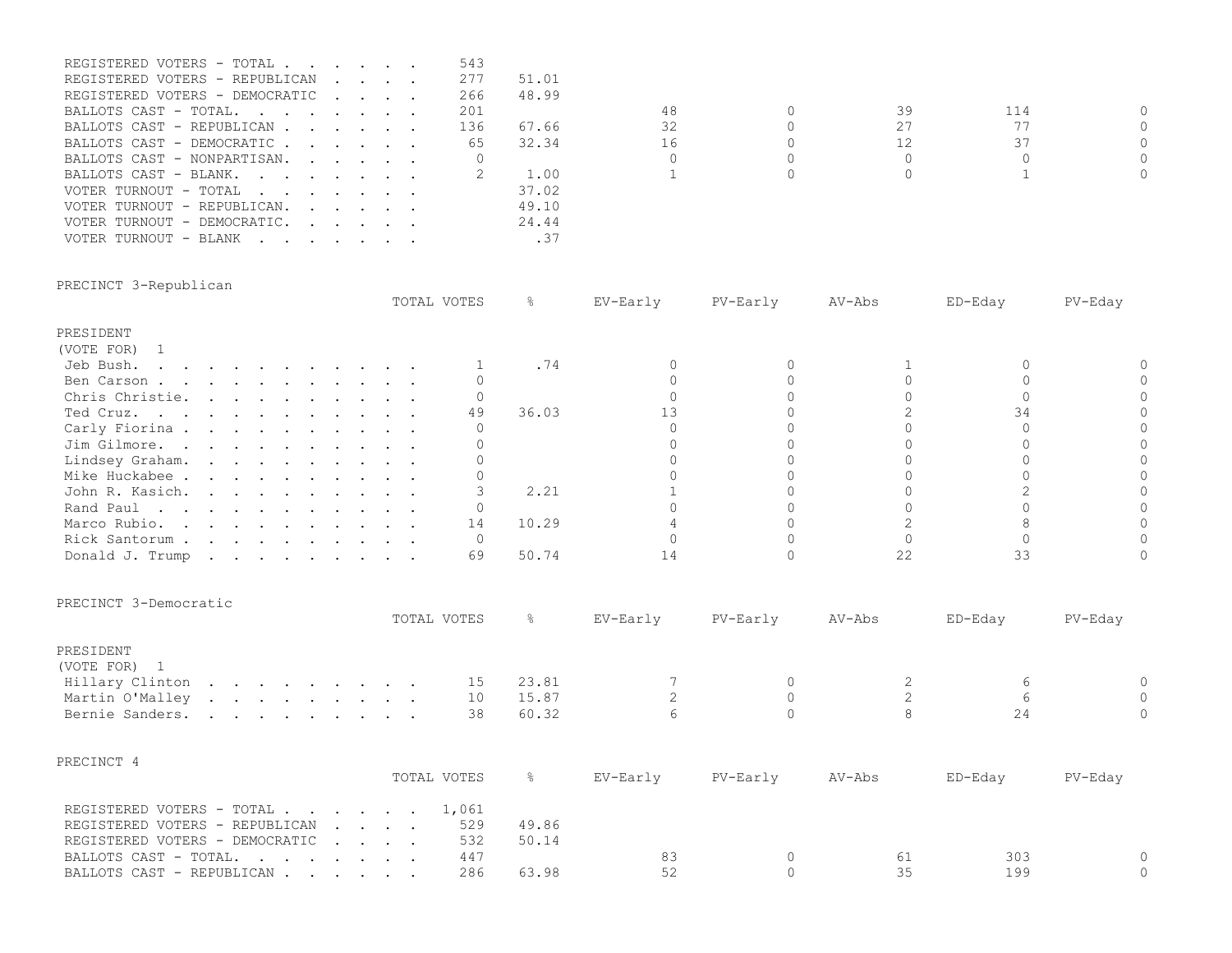| | TOTAL VOTES | % | EV-Early | PV-Early | AV-Abs | ED-Eday | PV-Eday |
|---|---|---|---|---|---|---|---|
| REGISTERED VOTERS - TOTAL . . . . . . . | 543 | | | | | | |
| REGISTERED VOTERS - REPUBLICAN . . . . | 277 | 51.01 | | | | | |
| REGISTERED VOTERS - DEMOCRATIC . . . . | 266 | 48.99 | | | | | |
| BALLOTS CAST - TOTAL. . . . . . . . | 201 | | 48 | 0 | 39 | 114 | 0 |
| BALLOTS CAST - REPUBLICAN . . . . . . | 136 | 67.66 | 32 | 0 | 27 | 77 | 0 |
| BALLOTS CAST - DEMOCRATIC . . . . . . | 65 | 32.34 | 16 | 0 | 12 | 37 | 0 |
| BALLOTS CAST - NONPARTISAN. . . . . . | 0 | | 0 | 0 | 0 | 0 | 0 |
| BALLOTS CAST - BLANK. . . . . . . . | 2 | 1.00 | 1 | 0 | 0 | 1 | 0 |
| VOTER TURNOUT - TOTAL . . . . . . . | | 37.02 | | | | | |
| VOTER TURNOUT - REPUBLICAN. . . . . . | | 49.10 | | | | | |
| VOTER TURNOUT - DEMOCRATIC. . . . . . | | 24.44 | | | | | |
| VOTER TURNOUT - BLANK . . . . . . . | | .37 | | | | | |

PRECINCT 3-Republican

PRESIDENT
(VOTE FOR) 1

| | TOTAL VOTES | % | EV-Early | PV-Early | AV-Abs | ED-Eday | PV-Eday |
|---|---|---|---|---|---|---|---|
| Jeb Bush. . . . . . . . . . . . | 1 | .74 | 0 | 0 | 1 | 0 | 0 |
| Ben Carson . . . . . . . . . . . | 0 | | 0 | 0 | 0 | 0 | 0 |
| Chris Christie. . . . . . . . . . | 0 | | 0 | 0 | 0 | 0 | 0 |
| Ted Cruz. . . . . . . . . . . . | 49 | 36.03 | 13 | 0 | 2 | 34 | 0 |
| Carly Fiorina . . . . . . . . . . | 0 | | 0 | 0 | 0 | 0 | 0 |
| Jim Gilmore. . . . . . . . . . . | 0 | | 0 | 0 | 0 | 0 | 0 |
| Lindsey Graham. . . . . . . . . . | 0 | | 0 | 0 | 0 | 0 | 0 |
| Mike Huckabee . . . . . . . . . . | 0 | | 0 | 0 | 0 | 0 | 0 |
| John R. Kasich. . . . . . . . . . | 3 | 2.21 | 1 | 0 | 0 | 2 | 0 |
| Rand Paul . . . . . . . . . . . | 0 | | 0 | 0 | 0 | 0 | 0 |
| Marco Rubio. . . . . . . . . . . | 14 | 10.29 | 4 | 0 | 2 | 8 | 0 |
| Rick Santorum . . . . . . . . . . | 0 | | 0 | 0 | 0 | 0 | 0 |
| Donald J. Trump . . . . . . . . . | 69 | 50.74 | 14 | 0 | 22 | 33 | 0 |

PRECINCT 3-Democratic

PRESIDENT
(VOTE FOR) 1

| | TOTAL VOTES | % | EV-Early | PV-Early | AV-Abs | ED-Eday | PV-Eday |
|---|---|---|---|---|---|---|---|
| Hillary Clinton . . . . . . . . . | 15 | 23.81 | 7 | 0 | 2 | 6 | 0 |
| Martin O'Malley . . . . . . . . . | 10 | 15.87 | 2 | 0 | 2 | 6 | 0 |
| Bernie Sanders. . . . . . . . . . | 38 | 60.32 | 6 | 0 | 8 | 24 | 0 |

PRECINCT 4

| | TOTAL VOTES | % | EV-Early | PV-Early | AV-Abs | ED-Eday | PV-Eday |
|---|---|---|---|---|---|---|---|
| REGISTERED VOTERS - TOTAL . . . . . . . | 1,061 | | | | | | |
| REGISTERED VOTERS - REPUBLICAN . . . . | 529 | 49.86 | | | | | |
| REGISTERED VOTERS - DEMOCRATIC . . . . | 532 | 50.14 | | | | | |
| BALLOTS CAST - TOTAL. . . . . . . . | 447 | | 83 | 0 | 61 | 303 | 0 |
| BALLOTS CAST - REPUBLICAN . . . . . . | 286 | 63.98 | 52 | 0 | 35 | 199 | 0 |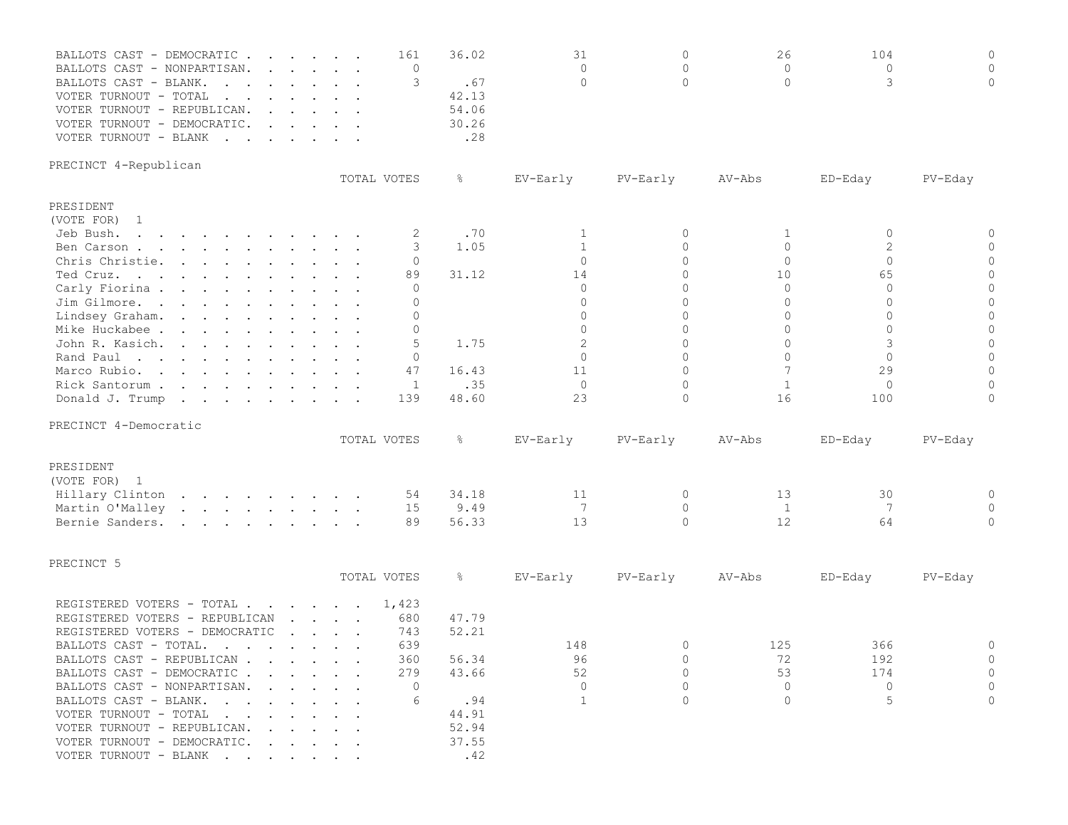| | TOTAL VOTES | % | EV-Early | PV-Early | AV-Abs | ED-Eday | PV-Eday |
|---|---|---|---|---|---|---|---|
| BALLOTS CAST - DEMOCRATIC | 161 | 36.02 | 31 | 0 | 26 | 104 | 0 |
| BALLOTS CAST - NONPARTISAN | 0 | | 0 | 0 | 0 | 0 | 0 |
| BALLOTS CAST - BLANK | 3 | .67 | 0 | 0 | 0 | 3 | 0 |
| VOTER TURNOUT - TOTAL | | 42.13 | | | | | |
| VOTER TURNOUT - REPUBLICAN | | 54.06 | | | | | |
| VOTER TURNOUT - DEMOCRATIC | | 30.26 | | | | | |
| VOTER TURNOUT - BLANK | | .28 | | | | | |

## PRECINCT 4-Republican

PRESIDENT
(VOTE FOR) 1

| | TOTAL VOTES | % | EV-Early | PV-Early | AV-Abs | ED-Eday | PV-Eday |
|---|---|---|---|---|---|---|---|
| Jeb Bush | 2 | .70 | 1 | 0 | 1 | 0 | 0 |
| Ben Carson | 3 | 1.05 | 1 | 0 | 0 | 2 | 0 |
| Chris Christie | 0 | | 0 | 0 | 0 | 0 | 0 |
| Ted Cruz | 89 | 31.12 | 14 | 0 | 10 | 65 | 0 |
| Carly Fiorina | 0 | | 0 | 0 | 0 | 0 | 0 |
| Jim Gilmore | 0 | | 0 | 0 | 0 | 0 | 0 |
| Lindsey Graham | 0 | | 0 | 0 | 0 | 0 | 0 |
| Mike Huckabee | 0 | | 0 | 0 | 0 | 0 | 0 |
| John R. Kasich | 5 | 1.75 | 2 | 0 | 0 | 3 | 0 |
| Rand Paul | 0 | | 0 | 0 | 0 | 0 | 0 |
| Marco Rubio | 47 | 16.43 | 11 | 0 | 7 | 29 | 0 |
| Rick Santorum | 1 | .35 | 0 | 0 | 1 | 0 | 0 |
| Donald J. Trump | 139 | 48.60 | 23 | 0 | 16 | 100 | 0 |

## PRECINCT 4-Democratic

PRESIDENT
(VOTE FOR) 1

| | TOTAL VOTES | % | EV-Early | PV-Early | AV-Abs | ED-Eday | PV-Eday |
|---|---|---|---|---|---|---|---|
| Hillary Clinton | 54 | 34.18 | 11 | 0 | 13 | 30 | 0 |
| Martin O'Malley | 15 | 9.49 | 7 | 0 | 1 | 7 | 0 |
| Bernie Sanders | 89 | 56.33 | 13 | 0 | 12 | 64 | 0 |

## PRECINCT 5

| | TOTAL VOTES | % | EV-Early | PV-Early | AV-Abs | ED-Eday | PV-Eday |
|---|---|---|---|---|---|---|---|
| REGISTERED VOTERS - TOTAL | 1,423 | | | | | | |
| REGISTERED VOTERS - REPUBLICAN | 680 | 47.79 | | | | | |
| REGISTERED VOTERS - DEMOCRATIC | 743 | 52.21 | | | | | |
| BALLOTS CAST - TOTAL | 639 | | 148 | 0 | 125 | 366 | 0 |
| BALLOTS CAST - REPUBLICAN | 360 | 56.34 | 96 | 0 | 72 | 192 | 0 |
| BALLOTS CAST - DEMOCRATIC | 279 | 43.66 | 52 | 0 | 53 | 174 | 0 |
| BALLOTS CAST - NONPARTISAN | 0 | | 0 | 0 | 0 | 0 | 0 |
| BALLOTS CAST - BLANK | 6 | .94 | 1 | 0 | 0 | 5 | 0 |
| VOTER TURNOUT - TOTAL | | 44.91 | | | | | |
| VOTER TURNOUT - REPUBLICAN | | 52.94 | | | | | |
| VOTER TURNOUT - DEMOCRATIC | | 37.55 | | | | | |
| VOTER TURNOUT - BLANK | | .42 | | | | | |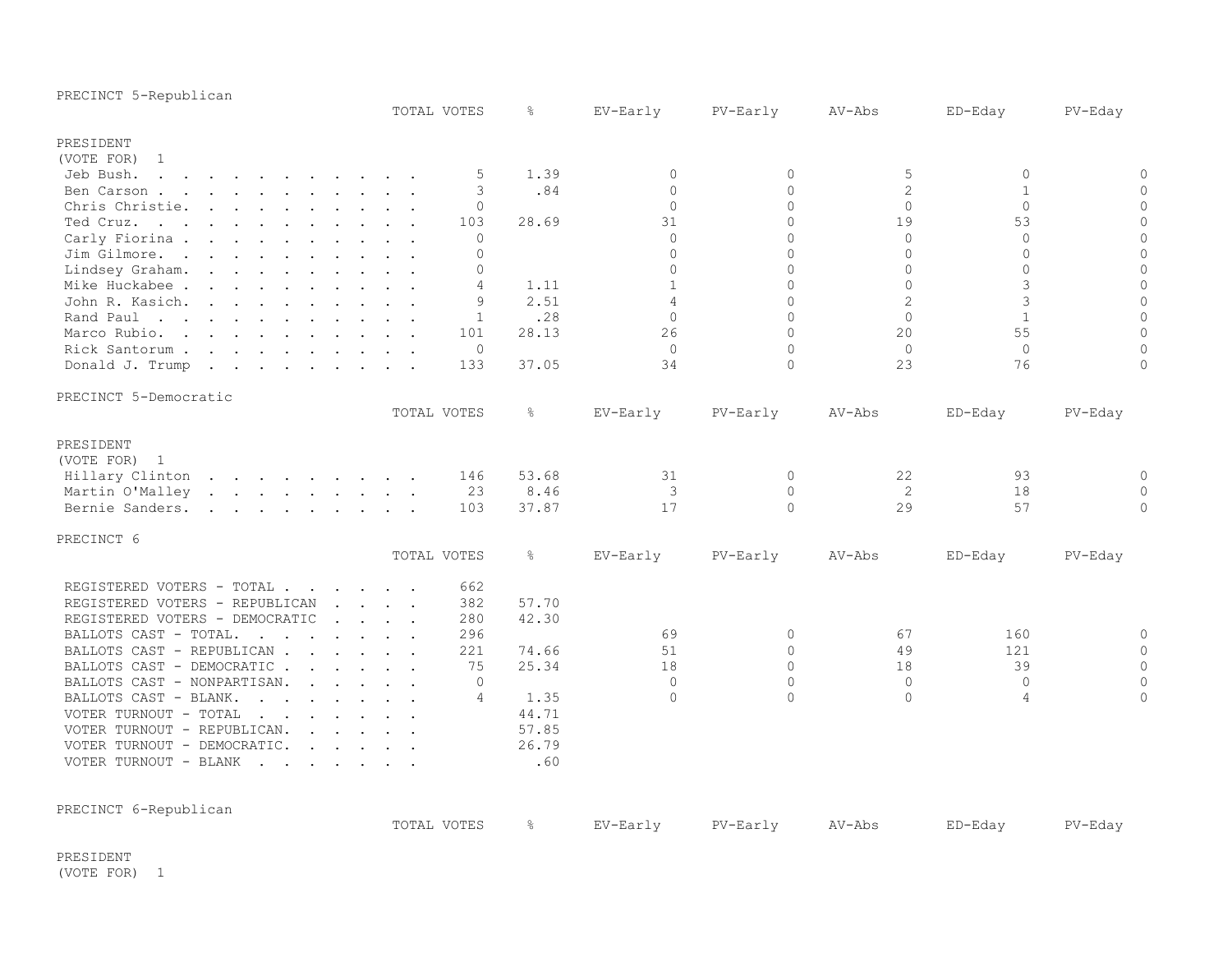PRECINCT 5-Republican

PRESIDENT
(VOTE FOR) 1

| | TOTAL VOTES | % | EV-Early | PV-Early | AV-Abs | ED-Eday | PV-Eday |
|---|---|---|---|---|---|---|---|
| Jeb Bush | 5 | 1.39 | 0 | 0 | 5 | 0 | 0 |
| Ben Carson | 3 | .84 | 0 | 0 | 2 | 1 | 0 |
| Chris Christie | 0 | | 0 | 0 | 0 | 0 | 0 |
| Ted Cruz | 103 | 28.69 | 31 | 0 | 19 | 53 | 0 |
| Carly Fiorina | 0 | | 0 | 0 | 0 | 0 | 0 |
| Jim Gilmore | 0 | | 0 | 0 | 0 | 0 | 0 |
| Lindsey Graham | 0 | | 0 | 0 | 0 | 0 | 0 |
| Mike Huckabee | 4 | 1.11 | 1 | 0 | 0 | 3 | 0 |
| John R. Kasich | 9 | 2.51 | 4 | 0 | 2 | 3 | 0 |
| Rand Paul | 1 | .28 | 0 | 0 | 0 | 1 | 0 |
| Marco Rubio | 101 | 28.13 | 26 | 0 | 20 | 55 | 0 |
| Rick Santorum | 0 | | 0 | 0 | 0 | 0 | 0 |
| Donald J. Trump | 133 | 37.05 | 34 | 0 | 23 | 76 | 0 |

PRECINCT 5-Democratic

PRESIDENT
(VOTE FOR) 1

| | TOTAL VOTES | % | EV-Early | PV-Early | AV-Abs | ED-Eday | PV-Eday |
|---|---|---|---|---|---|---|---|
| Hillary Clinton | 146 | 53.68 | 31 | 0 | 22 | 93 | 0 |
| Martin O'Malley | 23 | 8.46 | 3 | 0 | 2 | 18 | 0 |
| Bernie Sanders | 103 | 37.87 | 17 | 0 | 29 | 57 | 0 |

PRECINCT 6

| | TOTAL VOTES | % | EV-Early | PV-Early | AV-Abs | ED-Eday | PV-Eday |
|---|---|---|---|---|---|---|---|
| REGISTERED VOTERS - TOTAL | 662 | | | | | | |
| REGISTERED VOTERS - REPUBLICAN | 382 | 57.70 | | | | | |
| REGISTERED VOTERS - DEMOCRATIC | 280 | 42.30 | | | | | |
| BALLOTS CAST - TOTAL | 296 | | 69 | 0 | 67 | 160 | 0 |
| BALLOTS CAST - REPUBLICAN | 221 | 74.66 | 51 | 0 | 49 | 121 | 0 |
| BALLOTS CAST - DEMOCRATIC | 75 | 25.34 | 18 | 0 | 18 | 39 | 0 |
| BALLOTS CAST - NONPARTISAN | 0 | | 0 | 0 | 0 | 0 | 0 |
| BALLOTS CAST - BLANK | 4 | 1.35 | 0 | 0 | 0 | 4 | 0 |
| VOTER TURNOUT - TOTAL | | 44.71 | | | | | |
| VOTER TURNOUT - REPUBLICAN | | 57.85 | | | | | |
| VOTER TURNOUT - DEMOCRATIC | | 26.79 | | | | | |
| VOTER TURNOUT - BLANK | | .60 | | | | | |

PRECINCT 6-Republican

| | TOTAL VOTES | % | EV-Early | PV-Early | AV-Abs | ED-Eday | PV-Eday |
|---|---|---|---|---|---|---|---|

PRESIDENT
(VOTE FOR) 1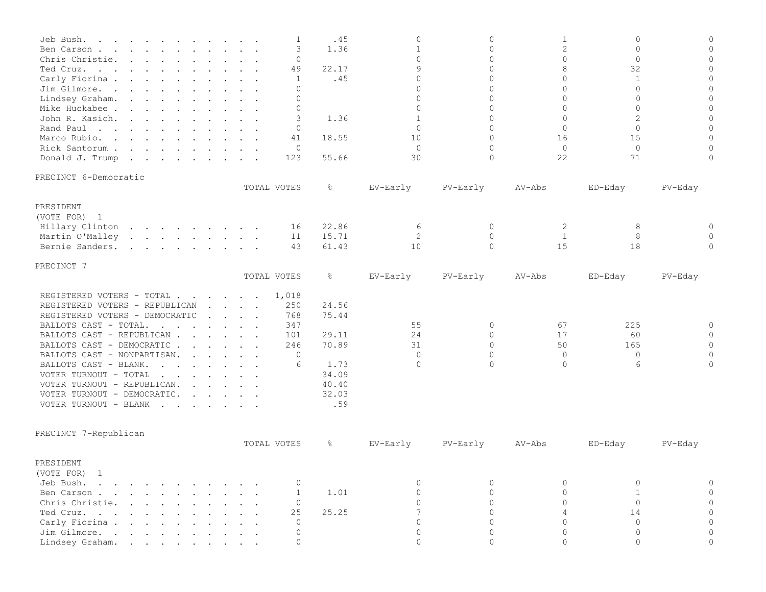| Candidate | TOTAL VOTES | % | EV-Early | PV-Early | AV-Abs | ED-Eday | PV-Eday |
|---|---|---|---|---|---|---|---|
| Jeb Bush | 1 | .45 | 0 | 0 | 1 | 0 | 0 |
| Ben Carson | 3 | 1.36 | 1 | 0 | 2 | 0 | 0 |
| Chris Christie | 0 | | 0 | 0 | 0 | 0 | 0 |
| Ted Cruz | 49 | 22.17 | 9 | 0 | 8 | 32 | 0 |
| Carly Fiorina | 1 | .45 | 0 | 0 | 0 | 1 | 0 |
| Jim Gilmore | 0 | | 0 | 0 | 0 | 0 | 0 |
| Lindsey Graham | 0 | | 0 | 0 | 0 | 0 | 0 |
| Mike Huckabee | 0 | | 0 | 0 | 0 | 0 | 0 |
| John R. Kasich | 3 | 1.36 | 1 | 0 | 0 | 2 | 0 |
| Rand Paul | 0 | | 0 | 0 | 0 | 0 | 0 |
| Marco Rubio | 41 | 18.55 | 10 | 0 | 16 | 15 | 0 |
| Rick Santorum | 0 | | 0 | 0 | 0 | 0 | 0 |
| Donald J. Trump | 123 | 55.66 | 30 | 0 | 22 | 71 | 0 |

## PRECINCT 6-Democratic

PRESIDENT
(VOTE FOR) 1

| Candidate | TOTAL VOTES | % | EV-Early | PV-Early | AV-Abs | ED-Eday | PV-Eday |
|---|---|---|---|---|---|---|---|
| Hillary Clinton | 16 | 22.86 | 6 | 0 | 2 | 8 | 0 |
| Martin O'Malley | 11 | 15.71 | 2 | 0 | 1 | 8 | 0 |
| Bernie Sanders | 43 | 61.43 | 10 | 0 | 15 | 18 | 0 |

## PRECINCT 7

| | TOTAL VOTES | % | EV-Early | PV-Early | AV-Abs | ED-Eday | PV-Eday |
|---|---|---|---|---|---|---|---|
| REGISTERED VOTERS - TOTAL | 1,018 | | | | | | |
| REGISTERED VOTERS - REPUBLICAN | 250 | 24.56 | | | | | |
| REGISTERED VOTERS - DEMOCRATIC | 768 | 75.44 | | | | | |
| BALLOTS CAST - TOTAL | 347 | | 55 | 0 | 67 | 225 | 0 |
| BALLOTS CAST - REPUBLICAN | 101 | 29.11 | 24 | 0 | 17 | 60 | 0 |
| BALLOTS CAST - DEMOCRATIC | 246 | 70.89 | 31 | 0 | 50 | 165 | 0 |
| BALLOTS CAST - NONPARTISAN | 0 | | 0 | 0 | 0 | 0 | 0 |
| BALLOTS CAST - BLANK | 6 | 1.73 | 0 | 0 | 0 | 6 | 0 |
| VOTER TURNOUT - TOTAL | | 34.09 | | | | | |
| VOTER TURNOUT - REPUBLICAN | | 40.40 | | | | | |
| VOTER TURNOUT - DEMOCRATIC | | 32.03 | | | | | |
| VOTER TURNOUT - BLANK | | .59 | | | | | |

## PRECINCT 7-Republican

PRESIDENT
(VOTE FOR) 1

| Candidate | TOTAL VOTES | % | EV-Early | PV-Early | AV-Abs | ED-Eday | PV-Eday |
|---|---|---|---|---|---|---|---|
| Jeb Bush | 0 | | 0 | 0 | 0 | 0 | 0 |
| Ben Carson | 1 | 1.01 | 0 | 0 | 0 | 1 | 0 |
| Chris Christie | 0 | | 0 | 0 | 0 | 0 | 0 |
| Ted Cruz | 25 | 25.25 | 7 | 0 | 4 | 14 | 0 |
| Carly Fiorina | 0 | | 0 | 0 | 0 | 0 | 0 |
| Jim Gilmore | 0 | | 0 | 0 | 0 | 0 | 0 |
| Lindsey Graham | 0 | | 0 | 0 | 0 | 0 | 0 |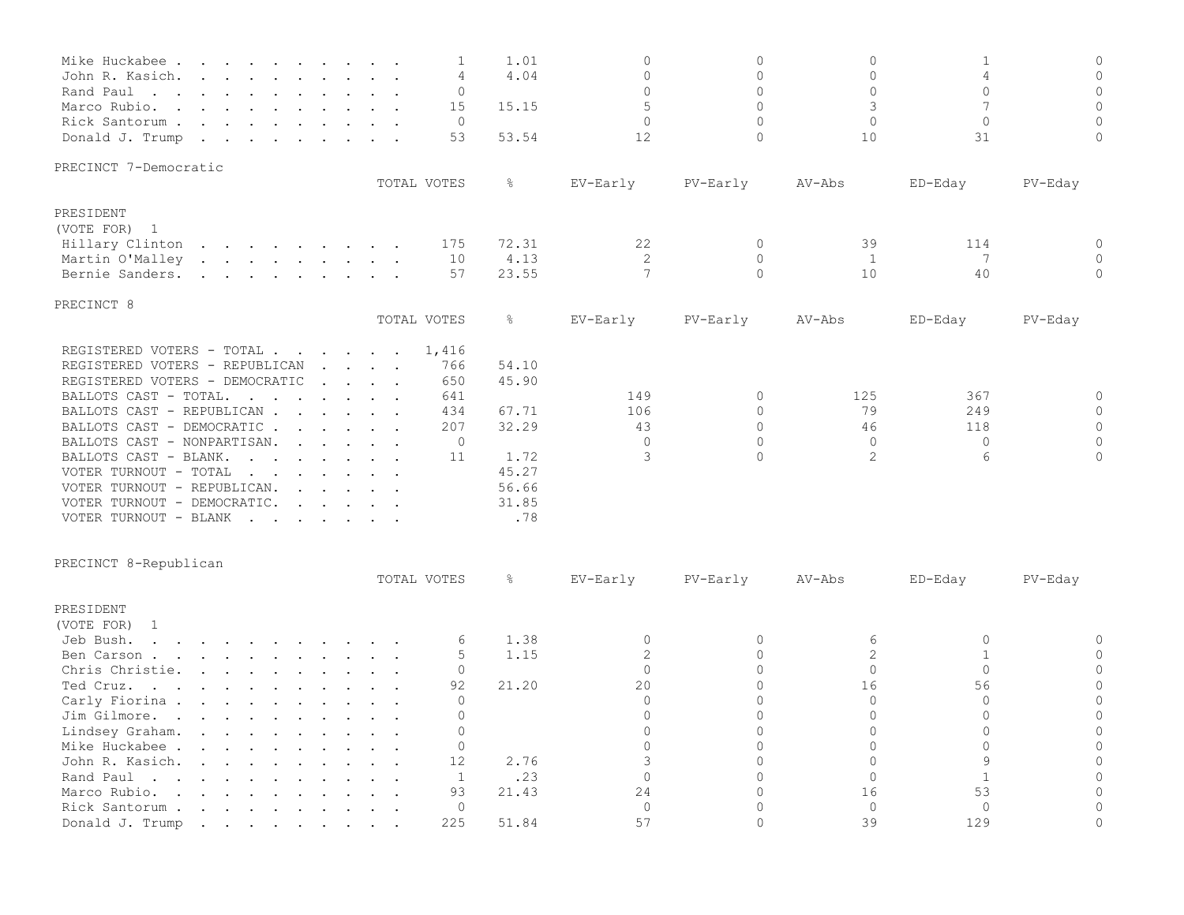| Candidate | TOTAL VOTES | % | EV-Early | PV-Early | AV-Abs | ED-Eday | PV-Eday |
|---|---|---|---|---|---|---|---|
| Mike Huckabee | 1 | 1.01 | 0 | 0 | 0 | 1 | 0 |
| John R. Kasich | 4 | 4.04 | 0 | 0 | 0 | 4 | 0 |
| Rand Paul | 0 | | 0 | 0 | 0 | 0 | 0 |
| Marco Rubio | 15 | 15.15 | 5 | 0 | 3 | 7 | 0 |
| Rick Santorum | 0 | | 0 | 0 | 0 | 0 | 0 |
| Donald J. Trump | 53 | 53.54 | 12 | 0 | 10 | 31 | 0 |

## PRECINCT 7-Democratic

PRESIDENT
(VOTE FOR) 1

| Candidate | TOTAL VOTES | % | EV-Early | PV-Early | AV-Abs | ED-Eday | PV-Eday |
|---|---|---|---|---|---|---|---|
| Hillary Clinton | 175 | 72.31 | 22 | 0 | 39 | 114 | 0 |
| Martin O'Malley | 10 | 4.13 | 2 | 0 | 1 | 7 | 0 |
| Bernie Sanders | 57 | 23.55 | 7 | 0 | 10 | 40 | 0 |

## PRECINCT 8

| | TOTAL VOTES | % | EV-Early | PV-Early | AV-Abs | ED-Eday | PV-Eday |
|---|---|---|---|---|---|---|---|
| REGISTERED VOTERS - TOTAL | 1,416 | | | | | | |
| REGISTERED VOTERS - REPUBLICAN | 766 | 54.10 | | | | | |
| REGISTERED VOTERS - DEMOCRATIC | 650 | 45.90 | | | | | |
| BALLOTS CAST - TOTAL | 641 | | 149 | 0 | 125 | 367 | 0 |
| BALLOTS CAST - REPUBLICAN | 434 | 67.71 | 106 | 0 | 79 | 249 | 0 |
| BALLOTS CAST - DEMOCRATIC | 207 | 32.29 | 43 | 0 | 46 | 118 | 0 |
| BALLOTS CAST - NONPARTISAN | 0 | | 0 | 0 | 0 | 0 | 0 |
| BALLOTS CAST - BLANK | 11 | 1.72 | 3 | 0 | 2 | 6 | 0 |
| VOTER TURNOUT - TOTAL | | 45.27 | | | | | |
| VOTER TURNOUT - REPUBLICAN | | 56.66 | | | | | |
| VOTER TURNOUT - DEMOCRATIC | | 31.85 | | | | | |
| VOTER TURNOUT - BLANK | | .78 | | | | | |

## PRECINCT 8-Republican

PRESIDENT
(VOTE FOR) 1

| Candidate | TOTAL VOTES | % | EV-Early | PV-Early | AV-Abs | ED-Eday | PV-Eday |
|---|---|---|---|---|---|---|---|
| Jeb Bush | 6 | 1.38 | 0 | 0 | 6 | 0 | 0 |
| Ben Carson | 5 | 1.15 | 2 | 0 | 2 | 1 | 0 |
| Chris Christie | 0 | | 0 | 0 | 0 | 0 | 0 |
| Ted Cruz | 92 | 21.20 | 20 | 0 | 16 | 56 | 0 |
| Carly Fiorina | 0 | | 0 | 0 | 0 | 0 | 0 |
| Jim Gilmore | 0 | | 0 | 0 | 0 | 0 | 0 |
| Lindsey Graham | 0 | | 0 | 0 | 0 | 0 | 0 |
| Mike Huckabee | 0 | | 0 | 0 | 0 | 0 | 0 |
| John R. Kasich | 12 | 2.76 | 3 | 0 | 0 | 9 | 0 |
| Rand Paul | 1 | .23 | 0 | 0 | 0 | 1 | 0 |
| Marco Rubio | 93 | 21.43 | 24 | 0 | 16 | 53 | 0 |
| Rick Santorum | 0 | | 0 | 0 | 0 | 0 | 0 |
| Donald J. Trump | 225 | 51.84 | 57 | 0 | 39 | 129 | 0 |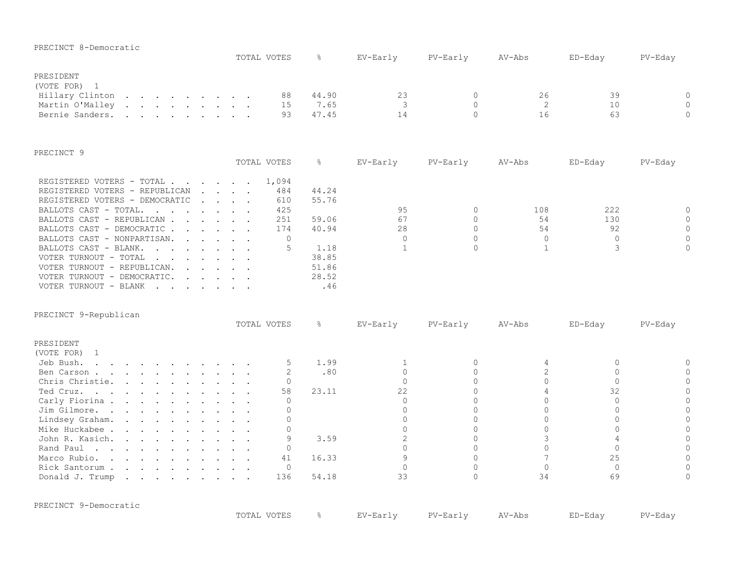PRECINCT 8-Democratic

| | TOTAL VOTES | % | EV-Early | PV-Early | AV-Abs | ED-Eday | PV-Eday |
|---|---|---|---|---|---|---|---|
| **PRESIDENT** | | | | | | | |
| (VOTE FOR) 1 | | | | | | | |
| Hillary Clinton | 88 | 44.90 | 23 | 0 | 26 | 39 | 0 |
| Martin O'Malley | 15 | 7.65 | 3 | 0 | 2 | 10 | 0 |
| Bernie Sanders | 93 | 47.45 | 14 | 0 | 16 | 63 | 0 |

PRECINCT 9

| | TOTAL VOTES | % | EV-Early | PV-Early | AV-Abs | ED-Eday | PV-Eday |
|---|---|---|---|---|---|---|---|
| REGISTERED VOTERS - TOTAL | 1,094 | | | | | | |
| REGISTERED VOTERS - REPUBLICAN | 484 | 44.24 | | | | | |
| REGISTERED VOTERS - DEMOCRATIC | 610 | 55.76 | | | | | |
| BALLOTS CAST - TOTAL | 425 | | 95 | 0 | 108 | 222 | 0 |
| BALLOTS CAST - REPUBLICAN | 251 | 59.06 | 67 | 0 | 54 | 130 | 0 |
| BALLOTS CAST - DEMOCRATIC | 174 | 40.94 | 28 | 0 | 54 | 92 | 0 |
| BALLOTS CAST - NONPARTISAN | 0 | | 0 | 0 | 0 | 0 | 0 |
| BALLOTS CAST - BLANK | 5 | 1.18 | 1 | 0 | 1 | 3 | 0 |
| VOTER TURNOUT - TOTAL | | 38.85 | | | | | |
| VOTER TURNOUT - REPUBLICAN | | 51.86 | | | | | |
| VOTER TURNOUT - DEMOCRATIC | | 28.52 | | | | | |
| VOTER TURNOUT - BLANK | | .46 | | | | | |

PRECINCT 9-Republican

| | TOTAL VOTES | % | EV-Early | PV-Early | AV-Abs | ED-Eday | PV-Eday |
|---|---|---|---|---|---|---|---|
| **PRESIDENT** | | | | | | | |
| (VOTE FOR) 1 | | | | | | | |
| Jeb Bush | 5 | 1.99 | 1 | 0 | 4 | 0 | 0 |
| Ben Carson | 2 | .80 | 0 | 0 | 2 | 0 | 0 |
| Chris Christie | 0 | | 0 | 0 | 0 | 0 | 0 |
| Ted Cruz | 58 | 23.11 | 22 | 0 | 4 | 32 | 0 |
| Carly Fiorina | 0 | | 0 | 0 | 0 | 0 | 0 |
| Jim Gilmore | 0 | | 0 | 0 | 0 | 0 | 0 |
| Lindsey Graham | 0 | | 0 | 0 | 0 | 0 | 0 |
| Mike Huckabee | 0 | | 0 | 0 | 0 | 0 | 0 |
| John R. Kasich | 9 | 3.59 | 2 | 0 | 3 | 4 | 0 |
| Rand Paul | 0 | | 0 | 0 | 0 | 0 | 0 |
| Marco Rubio | 41 | 16.33 | 9 | 0 | 7 | 25 | 0 |
| Rick Santorum | 0 | | 0 | 0 | 0 | 0 | 0 |
| Donald J. Trump | 136 | 54.18 | 33 | 0 | 34 | 69 | 0 |

PRECINCT 9-Democratic

| | TOTAL VOTES | % | EV-Early | PV-Early | AV-Abs | ED-Eday | PV-Eday |
|---|---|---|---|---|---|---|---|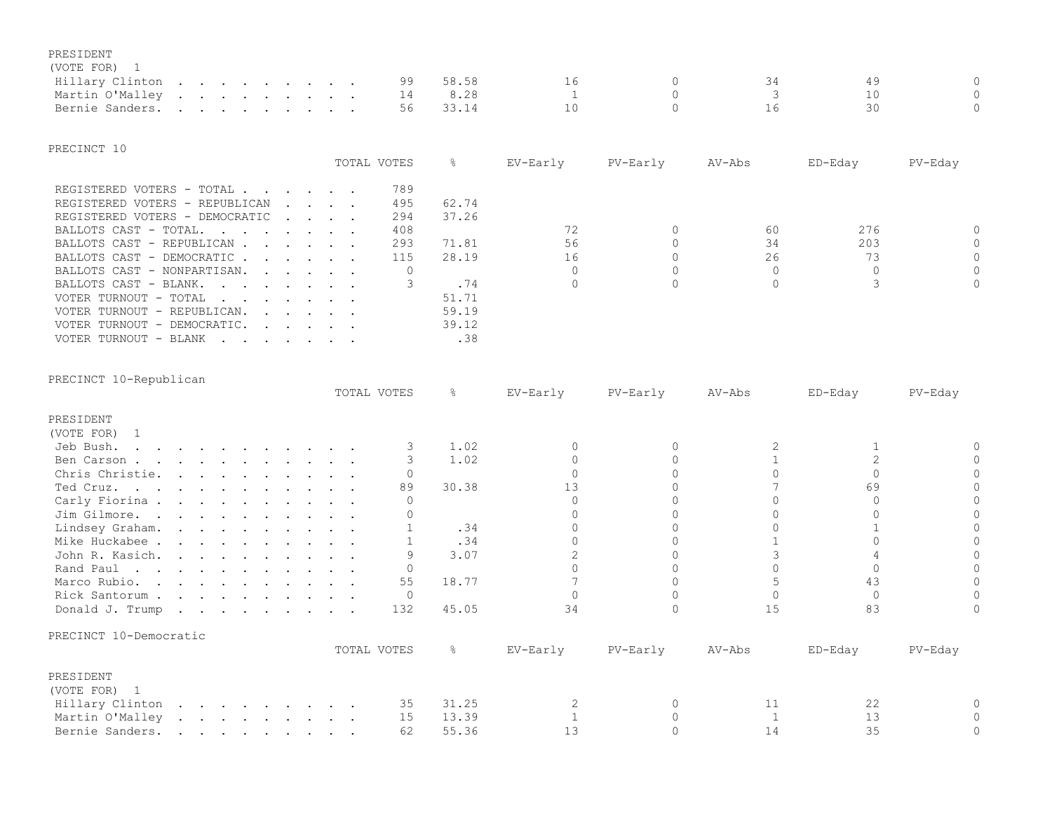PRESIDENT
(VOTE FOR) 1

| | TOTAL VOTES | % | EV-Early | PV-Early | AV-Abs | ED-Eday | PV-Eday |
|---|---|---|---|---|---|---|---|
| Hillary Clinton | 99 | 58.58 | 16 | 0 | 34 | 49 | 0 |
| Martin O'Malley | 14 | 8.28 | 1 | 0 | 3 | 10 | 0 |
| Bernie Sanders | 56 | 33.14 | 10 | 0 | 16 | 30 | 0 |

## PRECINCT 10

| | TOTAL VOTES | % | EV-Early | PV-Early | AV-Abs | ED-Eday | PV-Eday |
|---|---|---|---|---|---|---|---|
| REGISTERED VOTERS - TOTAL | 789 | | | | | | |
| REGISTERED VOTERS - REPUBLICAN | 495 | 62.74 | | | | | |
| REGISTERED VOTERS - DEMOCRATIC | 294 | 37.26 | | | | | |
| BALLOTS CAST - TOTAL | 408 | | 72 | 0 | 60 | 276 | 0 |
| BALLOTS CAST - REPUBLICAN | 293 | 71.81 | 56 | 0 | 34 | 203 | 0 |
| BALLOTS CAST - DEMOCRATIC | 115 | 28.19 | 16 | 0 | 26 | 73 | 0 |
| BALLOTS CAST - NONPARTISAN | 0 | | 0 | 0 | 0 | 0 | 0 |
| BALLOTS CAST - BLANK | 3 | .74 | 0 | 0 | 0 | 3 | 0 |
| VOTER TURNOUT - TOTAL | | 51.71 | | | | | |
| VOTER TURNOUT - REPUBLICAN | | 59.19 | | | | | |
| VOTER TURNOUT - DEMOCRATIC | | 39.12 | | | | | |
| VOTER TURNOUT - BLANK | | .38 | | | | | |

## PRECINCT 10-Republican

PRESIDENT
(VOTE FOR) 1

| | TOTAL VOTES | % | EV-Early | PV-Early | AV-Abs | ED-Eday | PV-Eday |
|---|---|---|---|---|---|---|---|
| Jeb Bush | 3 | 1.02 | 0 | 0 | 2 | 1 | 0 |
| Ben Carson | 3 | 1.02 | 0 | 0 | 1 | 2 | 0 |
| Chris Christie | 0 | | 0 | 0 | 0 | 0 | 0 |
| Ted Cruz | 89 | 30.38 | 13 | 0 | 7 | 69 | 0 |
| Carly Fiorina | 0 | | 0 | 0 | 0 | 0 | 0 |
| Jim Gilmore | 0 | | 0 | 0 | 0 | 0 | 0 |
| Lindsey Graham | 1 | .34 | 0 | 0 | 0 | 1 | 0 |
| Mike Huckabee | 1 | .34 | 0 | 0 | 1 | 0 | 0 |
| John R. Kasich | 9 | 3.07 | 2 | 0 | 3 | 4 | 0 |
| Rand Paul | 0 | | 0 | 0 | 0 | 0 | 0 |
| Marco Rubio | 55 | 18.77 | 7 | 0 | 5 | 43 | 0 |
| Rick Santorum | 0 | | 0 | 0 | 0 | 0 | 0 |
| Donald J. Trump | 132 | 45.05 | 34 | 0 | 15 | 83 | 0 |

## PRECINCT 10-Democratic

PRESIDENT
(VOTE FOR) 1

| | TOTAL VOTES | % | EV-Early | PV-Early | AV-Abs | ED-Eday | PV-Eday |
|---|---|---|---|---|---|---|---|
| Hillary Clinton | 35 | 31.25 | 2 | 0 | 11 | 22 | 0 |
| Martin O'Malley | 15 | 13.39 | 1 | 0 | 1 | 13 | 0 |
| Bernie Sanders | 62 | 55.36 | 13 | 0 | 14 | 35 | 0 |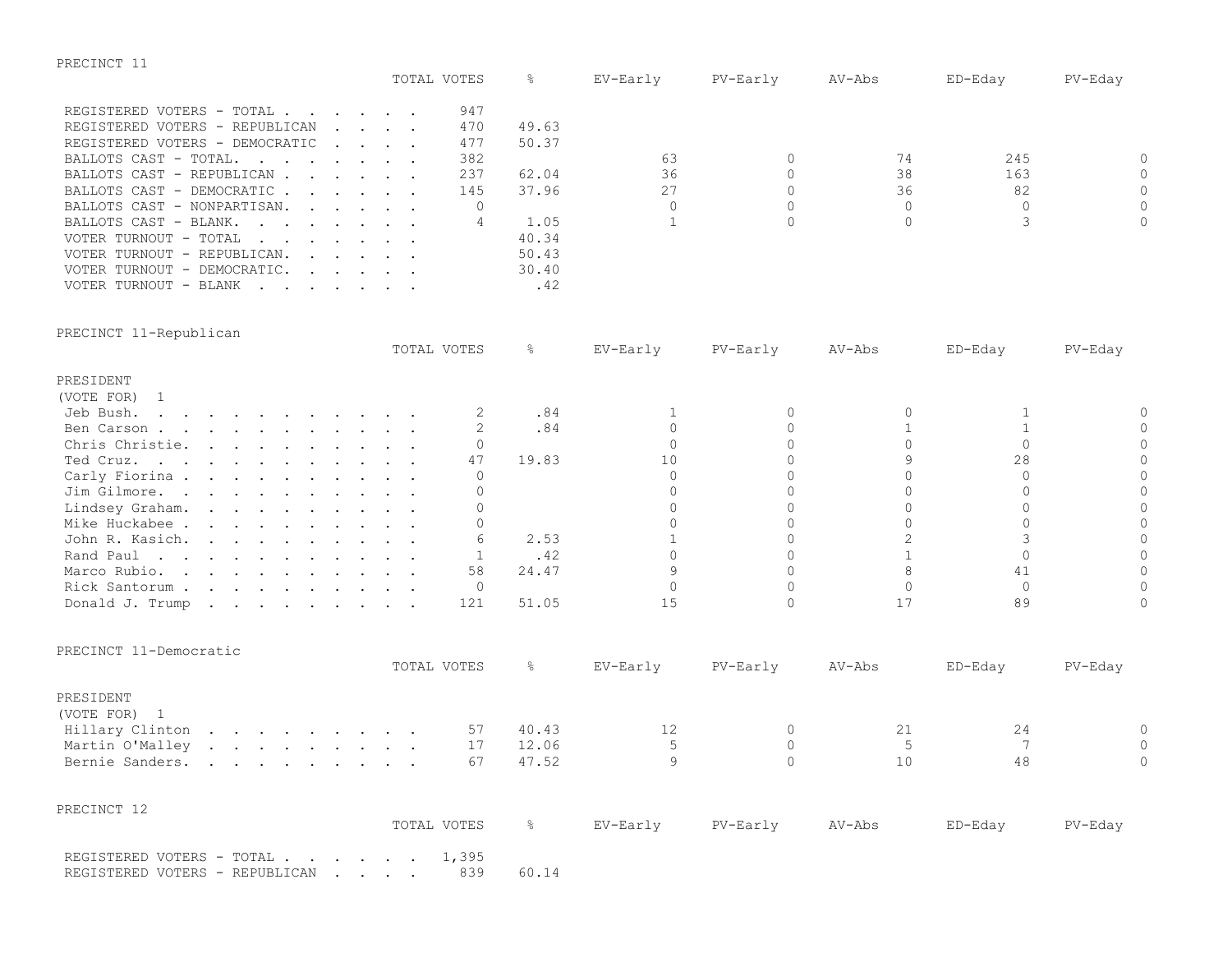PRECINCT 11

| | TOTAL VOTES | % | EV-Early | PV-Early | AV-Abs | ED-Eday | PV-Eday |
|---|---|---|---|---|---|---|---|
| REGISTERED VOTERS - TOTAL . . . . . . . | 947 | | | | | | |
| REGISTERED VOTERS - REPUBLICAN . . . . | 470 | 49.63 | | | | | |
| REGISTERED VOTERS - DEMOCRATIC . . . . | 477 | 50.37 | | | | | |
| BALLOTS CAST - TOTAL. . . . . . . . | 382 | | 63 | 0 | 74 | 245 | 0 |
| BALLOTS CAST - REPUBLICAN . . . . . . . | 237 | 62.04 | 36 | 0 | 38 | 163 | 0 |
| BALLOTS CAST - DEMOCRATIC . . . . . . . | 145 | 37.96 | 27 | 0 | 36 | 82 | 0 |
| BALLOTS CAST - NONPARTISAN. . . . . . | 0 | | 0 | 0 | 0 | 0 | 0 |
| BALLOTS CAST - BLANK. . . . . . . . | 4 | 1.05 | 1 | 0 | 0 | 3 | 0 |
| VOTER TURNOUT - TOTAL . . . . . . . | | 40.34 | | | | | |
| VOTER TURNOUT - REPUBLICAN. . . . . . | | 50.43 | | | | | |
| VOTER TURNOUT - DEMOCRATIC. . . . . . | | 30.40 | | | | | |
| VOTER TURNOUT - BLANK . . . . . . . | | .42 | | | | | |

PRECINCT 11-Republican

| | TOTAL VOTES | % | EV-Early | PV-Early | AV-Abs | ED-Eday | PV-Eday |
|---|---|---|---|---|---|---|---|
| PRESIDENT | | | | | | | |
| (VOTE FOR) 1 | | | | | | | |
| Jeb Bush. . . . . . . . . . . . | 2 | .84 | 1 | 0 | 0 | 1 | 0 |
| Ben Carson . . . . . . . . . . . | 2 | .84 | 0 | 0 | 1 | 1 | 0 |
| Chris Christie. . . . . . . . . . | 0 | | 0 | 0 | 0 | 0 | 0 |
| Ted Cruz. . . . . . . . . . . . | 47 | 19.83 | 10 | 0 | 9 | 28 | 0 |
| Carly Fiorina . . . . . . . . . . | 0 | | 0 | 0 | 0 | 0 | 0 |
| Jim Gilmore. . . . . . . . . . . | 0 | | 0 | 0 | 0 | 0 | 0 |
| Lindsey Graham. . . . . . . . . . | 0 | | 0 | 0 | 0 | 0 | 0 |
| Mike Huckabee . . . . . . . . . . | 0 | | 0 | 0 | 0 | 0 | 0 |
| John R. Kasich. . . . . . . . . . | 6 | 2.53 | 1 | 0 | 2 | 3 | 0 |
| Rand Paul . . . . . . . . . . . | 1 | .42 | 0 | 0 | 1 | 0 | 0 |
| Marco Rubio. . . . . . . . . . . | 58 | 24.47 | 9 | 0 | 8 | 41 | 0 |
| Rick Santorum . . . . . . . . . . | 0 | | 0 | 0 | 0 | 0 | 0 |
| Donald J. Trump . . . . . . . . . | 121 | 51.05 | 15 | 0 | 17 | 89 | 0 |

PRECINCT 11-Democratic

| | TOTAL VOTES | % | EV-Early | PV-Early | AV-Abs | ED-Eday | PV-Eday |
|---|---|---|---|---|---|---|---|
| PRESIDENT | | | | | | | |
| (VOTE FOR) 1 | | | | | | | |
| Hillary Clinton . . . . . . . . . | 57 | 40.43 | 12 | 0 | 21 | 24 | 0 |
| Martin O'Malley . . . . . . . . . | 17 | 12.06 | 5 | 0 | 5 | 7 | 0 |
| Bernie Sanders. . . . . . . . . . | 67 | 47.52 | 9 | 0 | 10 | 48 | 0 |

PRECINCT 12

| | TOTAL VOTES | % | EV-Early | PV-Early | AV-Abs | ED-Eday | PV-Eday |
|---|---|---|---|---|---|---|---|
| REGISTERED VOTERS - TOTAL . . . . . . . | 1,395 | | | | | | |
| REGISTERED VOTERS - REPUBLICAN . . . . | 839 | 60.14 | | | | | |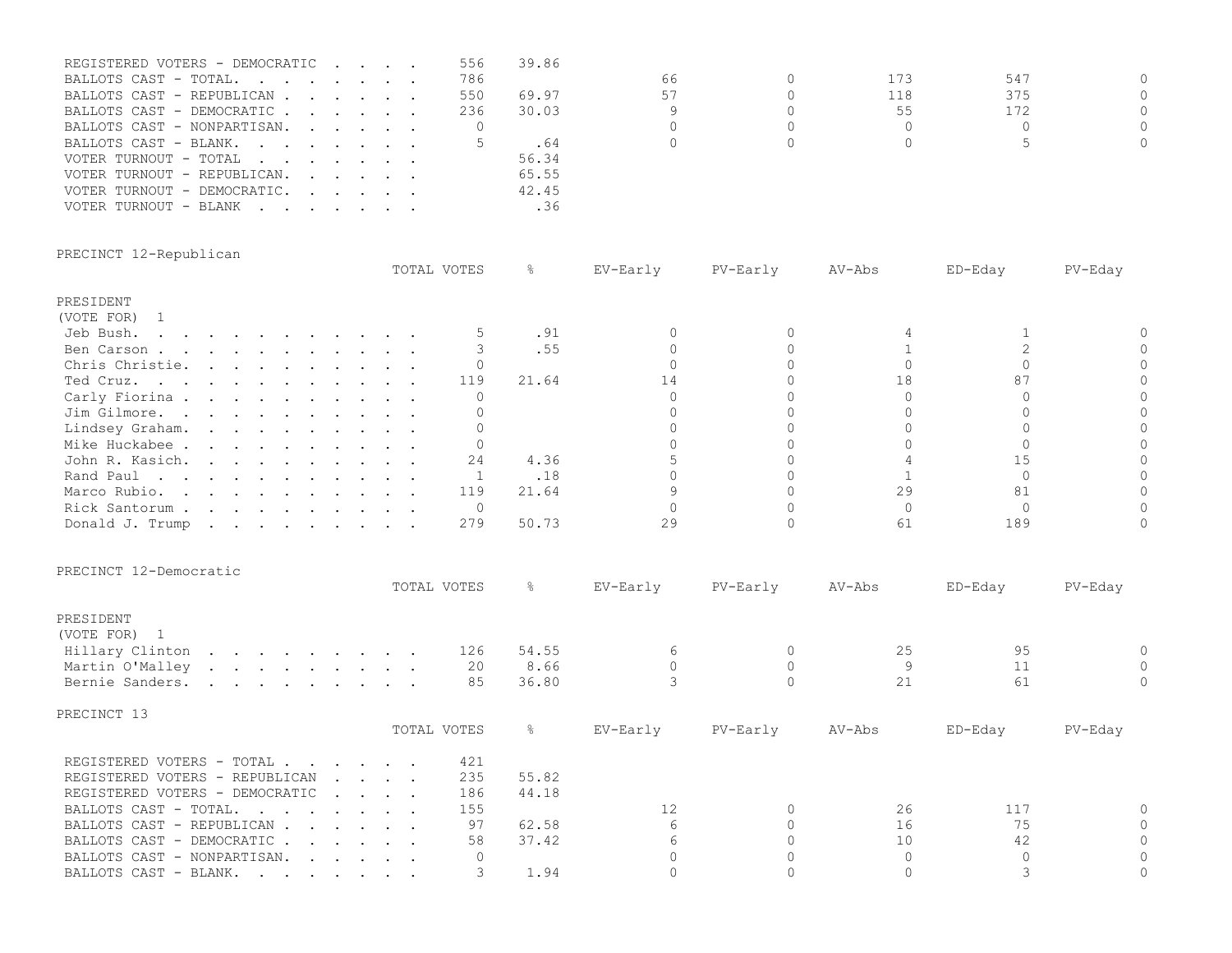| | TOTAL VOTES | % | EV-Early | PV-Early | AV-Abs | ED-Eday | PV-Eday |
|---|---|---|---|---|---|---|---|
| REGISTERED VOTERS - DEMOCRATIC | 556 | 39.86 | | | | | |
| BALLOTS CAST - TOTAL. | 786 | | 66 | 0 | 173 | 547 | 0 |
| BALLOTS CAST - REPUBLICAN | 550 | 69.97 | 57 | 0 | 118 | 375 | 0 |
| BALLOTS CAST - DEMOCRATIC | 236 | 30.03 | 9 | 0 | 55 | 172 | 0 |
| BALLOTS CAST - NONPARTISAN. | 0 | | 0 | 0 | 0 | 0 | 0 |
| BALLOTS CAST - BLANK. | 5 | .64 | 0 | 0 | 0 | 5 | 0 |
| VOTER TURNOUT - TOTAL | | 56.34 | | | | | |
| VOTER TURNOUT - REPUBLICAN. | | 65.55 | | | | | |
| VOTER TURNOUT - DEMOCRATIC. | | 42.45 | | | | | |
| VOTER TURNOUT - BLANK | | .36 | | | | | |

PRECINCT 12-Republican

PRESIDENT
(VOTE FOR) 1

| | TOTAL VOTES | % | EV-Early | PV-Early | AV-Abs | ED-Eday | PV-Eday |
|---|---|---|---|---|---|---|---|
| Jeb Bush. | 5 | .91 | 0 | 0 | 4 | 1 | 0 |
| Ben Carson | 3 | .55 | 0 | 0 | 1 | 2 | 0 |
| Chris Christie. | 0 | | 0 | 0 | 0 | 0 | 0 |
| Ted Cruz. | 119 | 21.64 | 14 | 0 | 18 | 87 | 0 |
| Carly Fiorina | 0 | | 0 | 0 | 0 | 0 | 0 |
| Jim Gilmore. | 0 | | 0 | 0 | 0 | 0 | 0 |
| Lindsey Graham. | 0 | | 0 | 0 | 0 | 0 | 0 |
| Mike Huckabee | 0 | | 0 | 0 | 0 | 0 | 0 |
| John R. Kasich. | 24 | 4.36 | 5 | 0 | 4 | 15 | 0 |
| Rand Paul | 1 | .18 | 0 | 0 | 1 | 0 | 0 |
| Marco Rubio. | 119 | 21.64 | 9 | 0 | 29 | 81 | 0 |
| Rick Santorum | 0 | | 0 | 0 | 0 | 0 | 0 |
| Donald J. Trump | 279 | 50.73 | 29 | 0 | 61 | 189 | 0 |

PRECINCT 12-Democratic

PRESIDENT
(VOTE FOR) 1

| | TOTAL VOTES | % | EV-Early | PV-Early | AV-Abs | ED-Eday | PV-Eday |
|---|---|---|---|---|---|---|---|
| Hillary Clinton | 126 | 54.55 | 6 | 0 | 25 | 95 | 0 |
| Martin O'Malley | 20 | 8.66 | 0 | 0 | 9 | 11 | 0 |
| Bernie Sanders. | 85 | 36.80 | 3 | 0 | 21 | 61 | 0 |

PRECINCT 13

| | TOTAL VOTES | % | EV-Early | PV-Early | AV-Abs | ED-Eday | PV-Eday |
|---|---|---|---|---|---|---|---|
| REGISTERED VOTERS - TOTAL | 421 | | | | | | |
| REGISTERED VOTERS - REPUBLICAN | 235 | 55.82 | | | | | |
| REGISTERED VOTERS - DEMOCRATIC | 186 | 44.18 | | | | | |
| BALLOTS CAST - TOTAL. | 155 | | 12 | 0 | 26 | 117 | 0 |
| BALLOTS CAST - REPUBLICAN | 97 | 62.58 | 6 | 0 | 16 | 75 | 0 |
| BALLOTS CAST - DEMOCRATIC | 58 | 37.42 | 6 | 0 | 10 | 42 | 0 |
| BALLOTS CAST - NONPARTISAN. | 0 | | 0 | 0 | 0 | 0 | 0 |
| BALLOTS CAST - BLANK. | 3 | 1.94 | 0 | 0 | 0 | 3 | 0 |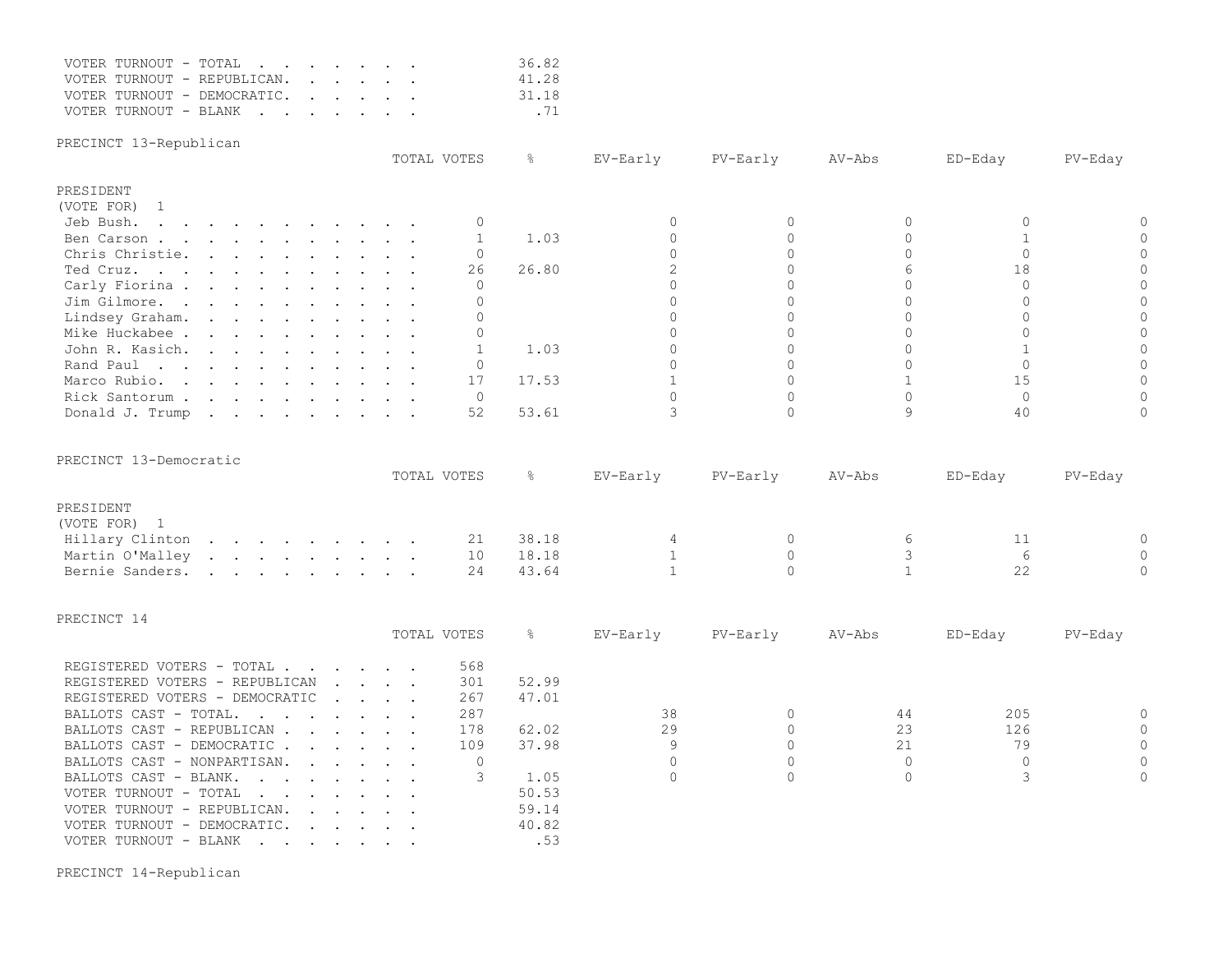| | TOTAL VOTES | % | EV-Early | PV-Early | AV-Abs | ED-Eday | PV-Eday |
|---|---|---|---|---|---|---|---|
| VOTER TURNOUT - TOTAL | | 36.82 | | | | | |
| VOTER TURNOUT - REPUBLICAN. | | 41.28 | | | | | |
| VOTER TURNOUT - DEMOCRATIC. | | 31.18 | | | | | |
| VOTER TURNOUT - BLANK | | .71 | | | | | |

PRECINCT 13-Republican

PRESIDENT
(VOTE FOR) 1

| | TOTAL VOTES | % | EV-Early | PV-Early | AV-Abs | ED-Eday | PV-Eday |
|---|---|---|---|---|---|---|---|
| Jeb Bush. | 0 | | 0 | 0 | 0 | 0 | 0 |
| Ben Carson | 1 | 1.03 | 0 | 0 | 0 | 1 | 0 |
| Chris Christie. | 0 | | 0 | 0 | 0 | 0 | 0 |
| Ted Cruz. | 26 | 26.80 | 2 | 0 | 6 | 18 | 0 |
| Carly Fiorina | 0 | | 0 | 0 | 0 | 0 | 0 |
| Jim Gilmore. | 0 | | 0 | 0 | 0 | 0 | 0 |
| Lindsey Graham. | 0 | | 0 | 0 | 0 | 0 | 0 |
| Mike Huckabee | 0 | | 0 | 0 | 0 | 0 | 0 |
| John R. Kasich. | 1 | 1.03 | 0 | 0 | 0 | 1 | 0 |
| Rand Paul | 0 | | 0 | 0 | 0 | 0 | 0 |
| Marco Rubio. | 17 | 17.53 | 1 | 0 | 1 | 15 | 0 |
| Rick Santorum | 0 | | 0 | 0 | 0 | 0 | 0 |
| Donald J. Trump | 52 | 53.61 | 3 | 0 | 9 | 40 | 0 |

PRECINCT 13-Democratic

PRESIDENT
(VOTE FOR) 1

| | TOTAL VOTES | % | EV-Early | PV-Early | AV-Abs | ED-Eday | PV-Eday |
|---|---|---|---|---|---|---|---|
| Hillary Clinton | 21 | 38.18 | 4 | 0 | 6 | 11 | 0 |
| Martin O'Malley | 10 | 18.18 | 1 | 0 | 3 | 6 | 0 |
| Bernie Sanders. | 24 | 43.64 | 1 | 0 | 1 | 22 | 0 |

PRECINCT 14

| | TOTAL VOTES | % | EV-Early | PV-Early | AV-Abs | ED-Eday | PV-Eday |
|---|---|---|---|---|---|---|---|
| REGISTERED VOTERS - TOTAL | 568 | | | | | | |
| REGISTERED VOTERS - REPUBLICAN | 301 | 52.99 | | | | | |
| REGISTERED VOTERS - DEMOCRATIC | 267 | 47.01 | | | | | |
| BALLOTS CAST - TOTAL. | 287 | | 38 | 0 | 44 | 205 | 0 |
| BALLOTS CAST - REPUBLICAN | 178 | 62.02 | 29 | 0 | 23 | 126 | 0 |
| BALLOTS CAST - DEMOCRATIC | 109 | 37.98 | 9 | 0 | 21 | 79 | 0 |
| BALLOTS CAST - NONPARTISAN. | 0 | | 0 | 0 | 0 | 0 | 0 |
| BALLOTS CAST - BLANK. | 3 | 1.05 | 0 | 0 | 0 | 3 | 0 |
| VOTER TURNOUT - TOTAL | | 50.53 | | | | | |
| VOTER TURNOUT - REPUBLICAN. | | 59.14 | | | | | |
| VOTER TURNOUT - DEMOCRATIC. | | 40.82 | | | | | |
| VOTER TURNOUT - BLANK | | .53 | | | | | |

PRECINCT 14-Republican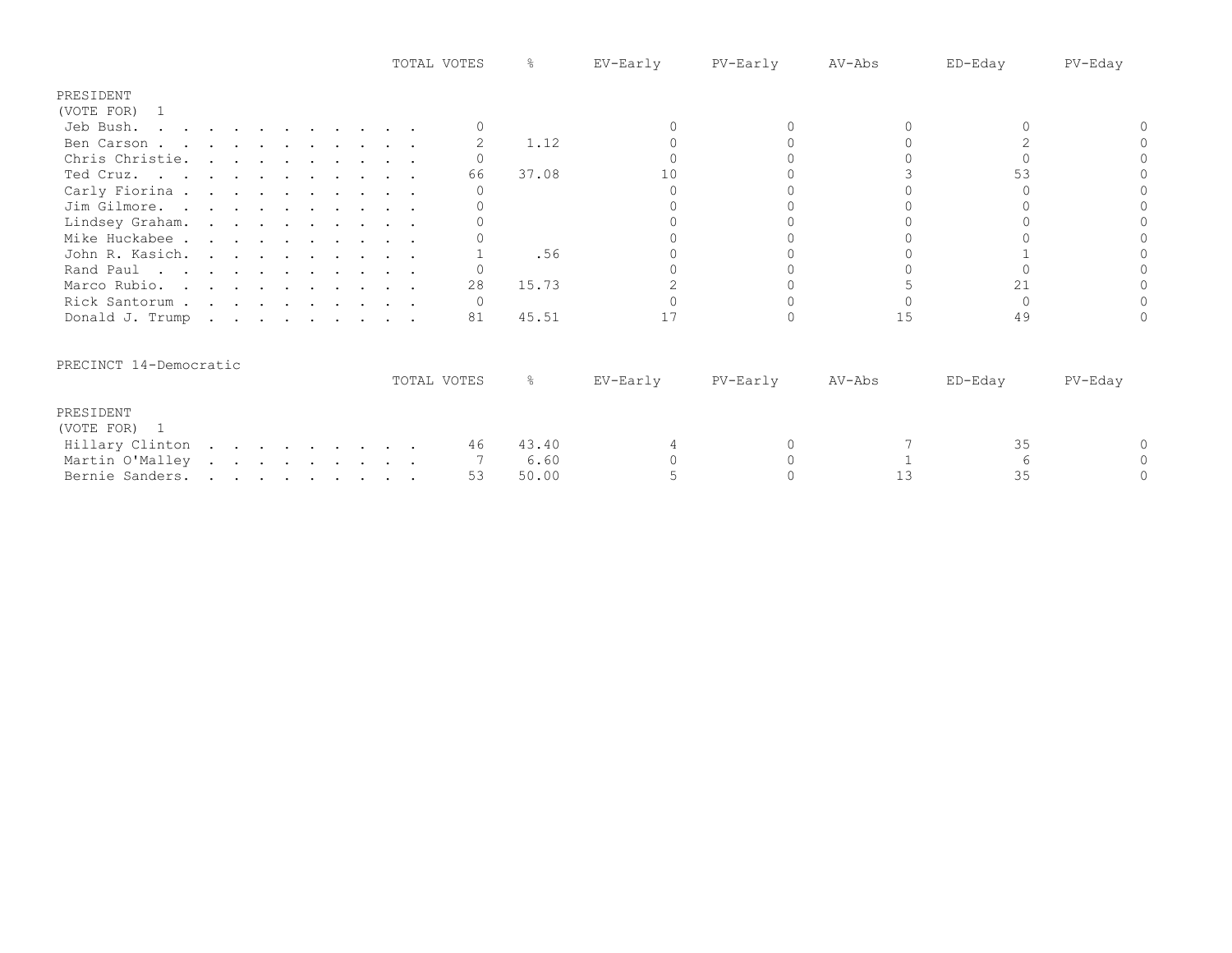| | TOTAL VOTES | % | EV-Early | PV-Early | AV-Abs | ED-Eday | PV-Eday |
|---|---|---|---|---|---|---|---|
| **PRESIDENT** | | | | | | | |
| (VOTE FOR) 1 | | | | | | | |
| Jeb Bush. . . . . . . . . . . . . | 0 | | 0 | 0 | 0 | 0 | 0 |
| Ben Carson . . . . . . . . . . . . | 2 | 1.12 | 0 | 0 | 0 | 2 | 0 |
| Chris Christie. . . . . . . . . . . | 0 | | 0 | 0 | 0 | 0 | 0 |
| Ted Cruz. . . . . . . . . . . . . | 66 | 37.08 | 10 | 0 | 3 | 53 | 0 |
| Carly Fiorina . . . . . . . . . . . | 0 | | 0 | 0 | 0 | 0 | 0 |
| Jim Gilmore. . . . . . . . . . . . | 0 | | 0 | 0 | 0 | 0 | 0 |
| Lindsey Graham. . . . . . . . . . . | 0 | | 0 | 0 | 0 | 0 | 0 |
| Mike Huckabee . . . . . . . . . . . | 0 | | 0 | 0 | 0 | 0 | 0 |
| John R. Kasich. . . . . . . . . . . | 1 | .56 | 0 | 0 | 0 | 1 | 0 |
| Rand Paul . . . . . . . . . . . . | 0 | | 0 | 0 | 0 | 0 | 0 |
| Marco Rubio. . . . . . . . . . . . | 28 | 15.73 | 2 | 0 | 5 | 21 | 0 |
| Rick Santorum . . . . . . . . . . . | 0 | | 0 | 0 | 0 | 0 | 0 |
| Donald J. Trump . . . . . . . . . . | 81 | 45.51 | 17 | 0 | 15 | 49 | 0 |

PRECINCT 14-Democratic

| | TOTAL VOTES | % | EV-Early | PV-Early | AV-Abs | ED-Eday | PV-Eday |
|---|---|---|---|---|---|---|---|
| **PRESIDENT** | | | | | | | |
| (VOTE FOR) 1 | | | | | | | |
| Hillary Clinton . . . . . . . . . . | 46 | 43.40 | 4 | 0 | 7 | 35 | 0 |
| Martin O'Malley . . . . . . . . . . | 7 | 6.60 | 0 | 0 | 1 | 6 | 0 |
| Bernie Sanders. . . . . . . . . . . | 53 | 50.00 | 5 | 0 | 13 | 35 | 0 |